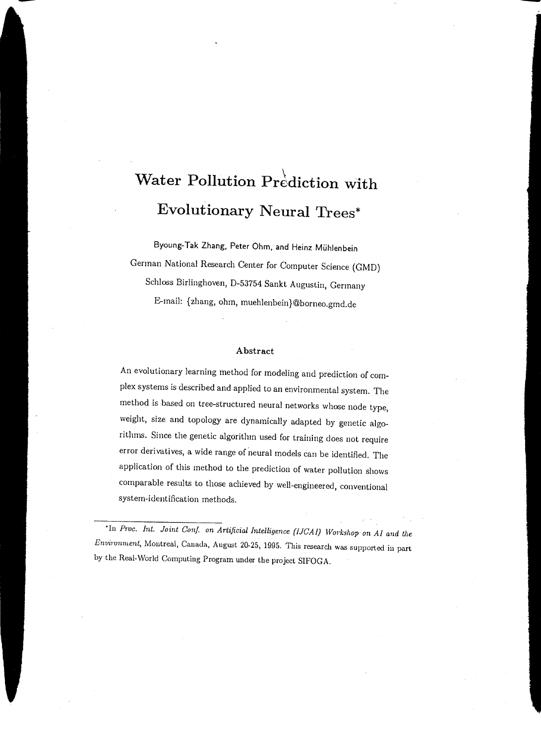# Water Pollution Prediction with Evolutionary Neural Trees*

Byoung-Tak Zhang, Peter Ohm, and Heinz Mühlenbein

German National Research Center for Computer Science (GMD)

Schloss Birlinghoven, D-53754 Sankt Augustin, Germany

E-mail: {zhang, ohm, muehlenbein}@borneo.gmd.de

### Abstract

An evolutionary learning method for modeling and prediction of complex systems is described and applied to an environmental system. The method is based on tree-structured neural networks whose node type, weight, size and topology are dynamically adapted by genetic algorithms. Since the genetic algorithm used for training does not require error derivatives, a wide range of neural models can be identified. The application of this method to the prediction of water pollution shows comparable results to those achieved by well-engineered, conventional system-identification methods.

---

*In *Proc. Int. Joint Conf. on Artificial Intelligence (IJCAI) Workshop on AI and the Environment*, Montreal, Canada, August 20-25, 1995. This research was supported in part by the Real-World Computing Program under the project SIFOGA.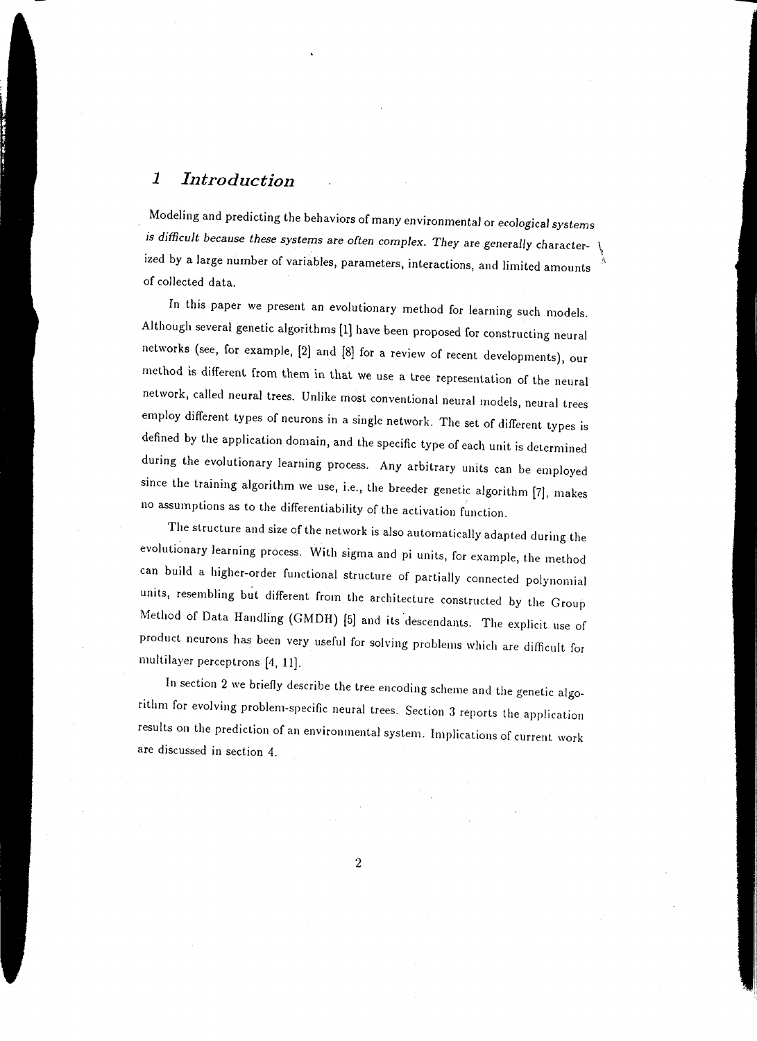## 1 *Introduction*

Modeling and predicting the behaviors of many environmental or ecological systems is difficult because these systems are often complex. They are generally characterized by a large number of variables, parameters, interactions, and limited amounts of collected data.

In this paper we present an evolutionary method for learning such models. Although several genetic algorithms [1] have been proposed for constructing neural networks (see, for example, [2] and [8] for a review of recent developments), our method is different from them in that we use a tree representation of the neural network, called neural trees. Unlike most conventional neural models, neural trees employ different types of neurons in a single network. The set of different types is defined by the application domain, and the specific type of each unit is determined during the evolutionary learning process. Any arbitrary units can be employed since the training algorithm we use, i.e., the breeder genetic algorithm [7], makes no assumptions as to the differentiability of the activation function.

The structure and size of the network is also automatically adapted during the evolutionary learning process. With sigma and pi units, for example, the method can build a higher-order functional structure of partially connected polynomial units, resembling but different from the architecture constructed by the Group Method of Data Handling (GMDH) [5] and its descendants. The explicit use of product neurons has been very useful for solving problems which are difficult for multilayer perceptrons [4, 11].

In section 2 we briefly describe the tree encoding scheme and the genetic algorithm for evolving problem-specific neural trees. Section 3 reports the application results on the prediction of an environmental system. Implications of current work are discussed in section 4.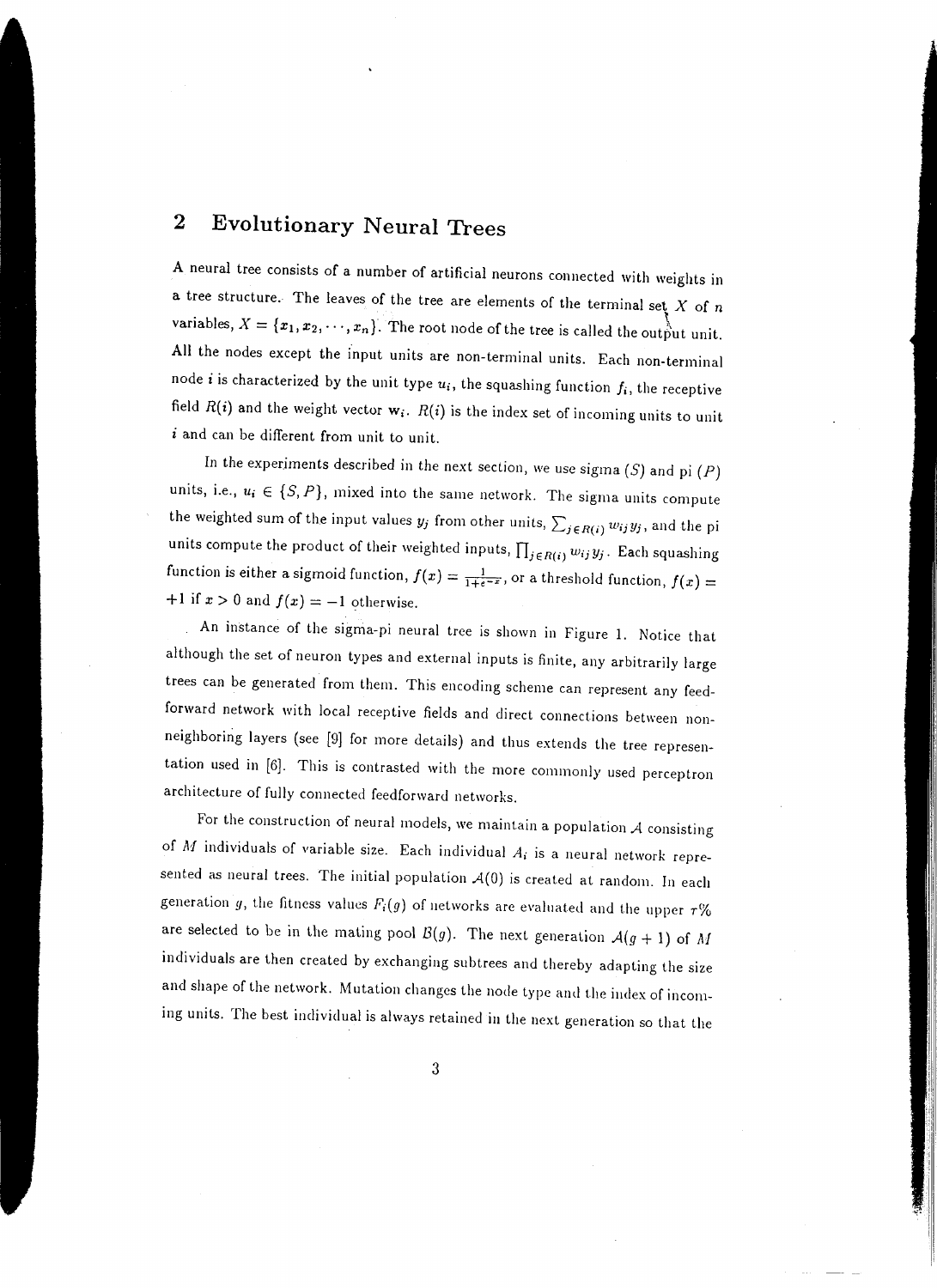## 2 Evolutionary Neural Trees

A neural tree consists of a number of artificial neurons connected with weights in a tree structure. The leaves of the tree are elements of the terminal set $X$ of $n$ variables, $X = \{x_1, x_2, \cdots, x_n\}$. The root node of the tree is called the output unit. All the nodes except the input units are non-terminal units. Each non-terminal node $i$ is characterized by the unit type $u_i$, the squashing function $f_i$, the receptive field $R(i)$ and the weight vector $\mathbf{w}_i$. $R(i)$ is the index set of incoming units to unit $i$ and can be different from unit to unit.

In the experiments described in the next section, we use sigma ($S$) and pi ($P$) units, i.e., $u_i \in \{S, P\}$, mixed into the same network. The sigma units compute the weighted sum of the input values $y_j$ from other units, $\sum_{j \in R(i)} w_{ij} y_j$, and the pi units compute the product of their weighted inputs, $\prod_{j \in R(i)} w_{ij} y_j$. Each squashing function is either a sigmoid function, $f(x) = \frac{1}{1+e^{-x}}$, or a threshold function, $f(x) = +1$ if $x > 0$ and $f(x) = -1$ otherwise.

An instance of the sigma-pi neural tree is shown in Figure 1. Notice that although the set of neuron types and external inputs is finite, any arbitrarily large trees can be generated from them. This encoding scheme can represent any feed-forward network with local receptive fields and direct connections between non-neighboring layers (see [9] for more details) and thus extends the tree representation used in [6]. This is contrasted with the more commonly used perceptron architecture of fully connected feedforward networks.

For the construction of neural models, we maintain a population $\mathcal{A}$ consisting of $M$ individuals of variable size. Each individual $A_i$ is a neural network represented as neural trees. The initial population $\mathcal{A}(0)$ is created at random. In each generation $g$, the fitness values $F_i(g)$ of networks are evaluated and the upper $\tau$% are selected to be in the mating pool $\mathcal{B}(g)$. The next generation $\mathcal{A}(g+1)$ of $M$ individuals are then created by exchanging subtrees and thereby adapting the size and shape of the network. Mutation changes the node type and the index of incoming units. The best individual is always retained in the next generation so that the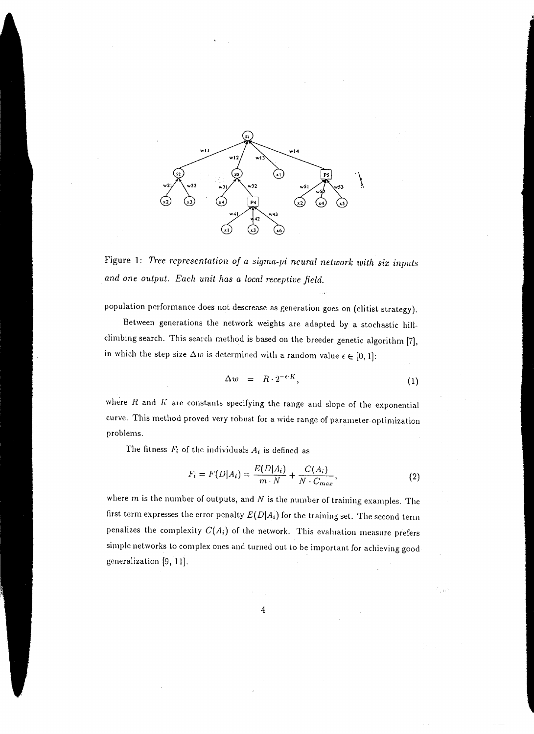Figure 1: *Tree representation of a sigma-pi neural network with six inputs and one output. Each unit has a local receptive field.*

population performance does not descrease as generation goes on (elitist strategy).

Between generations the network weights are adapted by a stochastic hill-climbing search. This search method is based on the breeder genetic algorithm [7], in which the step size $\Delta w$ is determined with a random value $\epsilon \in [0, 1]$:

$$\Delta w \;=\; R \cdot 2^{-\epsilon \cdot K}, \tag{1}$$

where $R$ and $K$ are constants specifying the range and slope of the exponential curve. This method proved very robust for a wide range of parameter-optimization problems.

The fitness $F_i$ of the individuals $A_i$ is defined as

$$F_i = F(D|A_i) = \frac{E(D|A_i)}{m \cdot N} + \frac{C(A_i)}{N \cdot C_{max}}, \tag{2}$$

where $m$ is the number of outputs, and $N$ is the number of training examples. The first term expresses the error penalty $E(D|A_i)$ for the training set. The second term penalizes the complexity $C(A_i)$ of the network. This evaluation measure prefers simple networks to complex ones and turned out to be important for achieving good generalization [9, 11].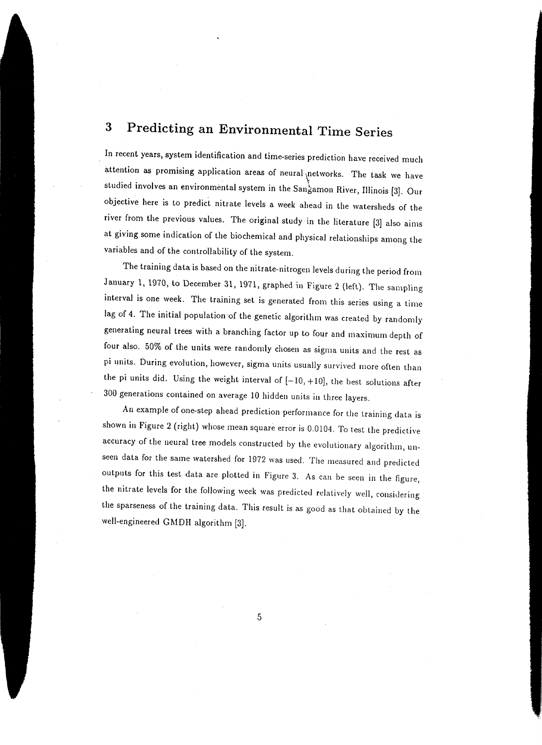## 3 Predicting an Environmental Time Series

In recent years, system identification and time-series prediction have received much attention as promising application areas of neural networks. The task we have studied involves an environmental system in the Sangamon River, Illinois [3]. Our objective here is to predict nitrate levels a week ahead in the watersheds of the river from the previous values. The original study in the literature [3] also aims at giving some indication of the biochemical and physical relationships among the variables and of the controllability of the system.

The training data is based on the nitrate-nitrogen levels during the period from January 1, 1970, to December 31, 1971, graphed in Figure 2 (left). The sampling interval is one week. The training set is generated from this series using a time lag of 4. The initial population of the genetic algorithm was created by randomly generating neural trees with a branching factor up to four and maximum depth of four also. 50% of the units were randomly chosen as sigma units and the rest as pi units. During evolution, however, sigma units usually survived more often than the pi units did. Using the weight interval of $[-10, +10]$, the best solutions after 300 generations contained on average 10 hidden units in three layers.

An example of one-step ahead prediction performance for the training data is shown in Figure 2 (right) whose mean square error is 0.0104. To test the predictive accuracy of the neural tree models constructed by the evolutionary algorithm, unseen data for the same watershed for 1972 was used. The measured and predicted outputs for this test data are plotted in Figure 3. As can be seen in the figure, the nitrate levels for the following week was predicted relatively well, considering the sparseness of the training data. This result is as good as that obtained by the well-engineered GMDH algorithm [3].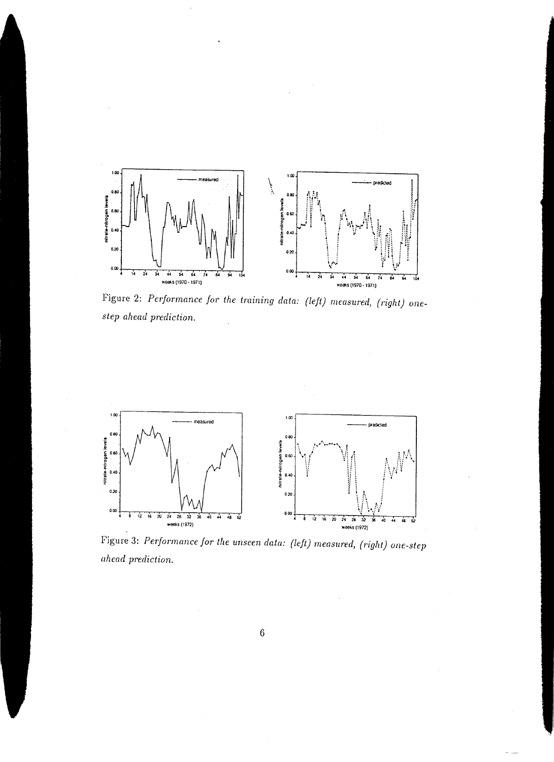Figure 2: *Performance for the training data: (left) measured, (right) one-step ahead prediction.*

Figure 3: *Performance for the unseen data: (left) measured, (right) one-step ahead prediction.*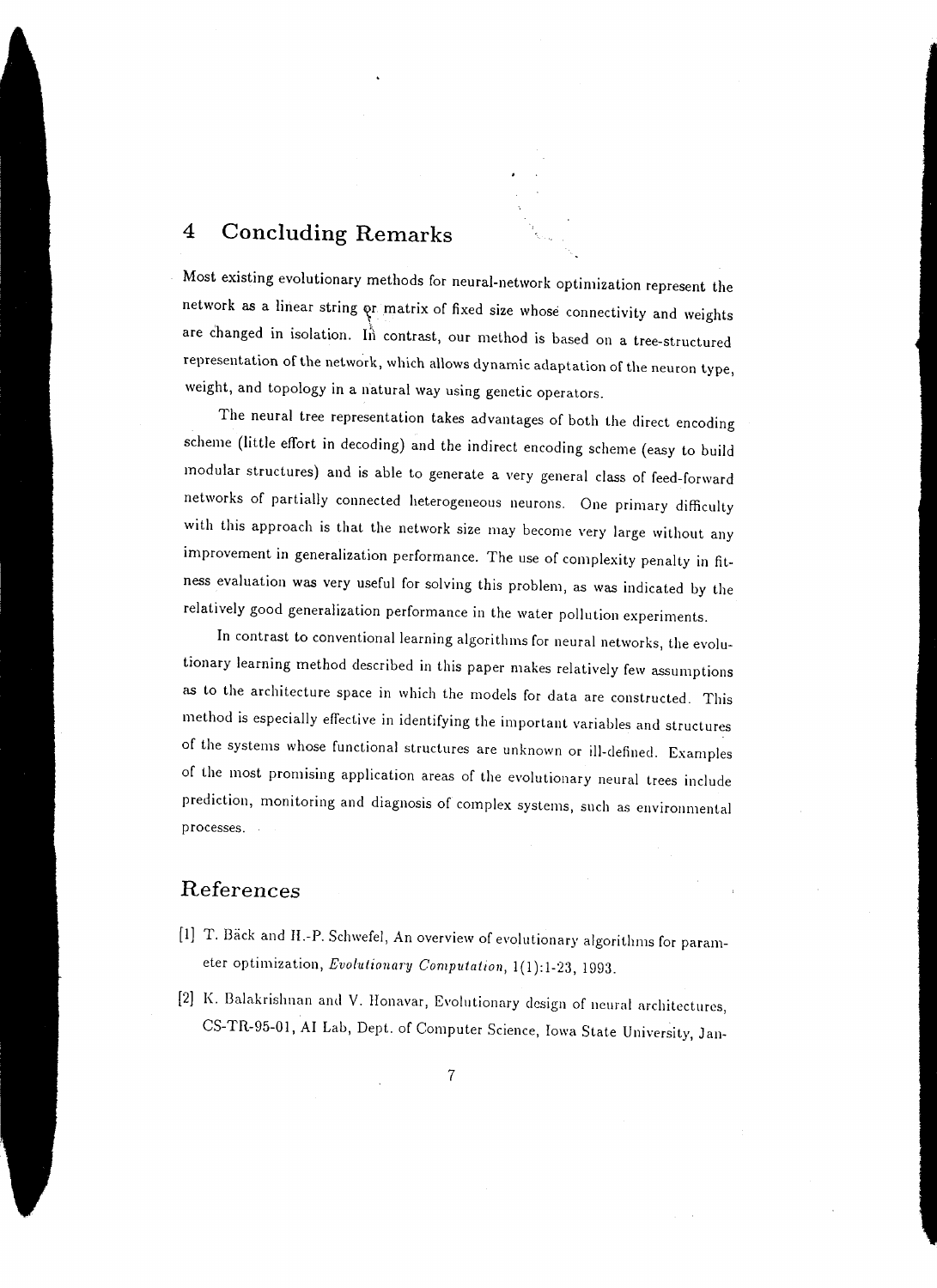## 4 Concluding Remarks

Most existing evolutionary methods for neural-network optimization represent the network as a linear string or matrix of fixed size whose connectivity and weights are changed in isolation. In contrast, our method is based on a tree-structured representation of the network, which allows dynamic adaptation of the neuron type, weight, and topology in a natural way using genetic operators.

The neural tree representation takes advantages of both the direct encoding scheme (little effort in decoding) and the indirect encoding scheme (easy to build modular structures) and is able to generate a very general class of feed-forward networks of partially connected heterogeneous neurons. One primary difficulty with this approach is that the network size may become very large without any improvement in generalization performance. The use of complexity penalty in fitness evaluation was very useful for solving this problem, as was indicated by the relatively good generalization performance in the water pollution experiments.

In contrast to conventional learning algorithms for neural networks, the evolutionary learning method described in this paper makes relatively few assumptions as to the architecture space in which the models for data are constructed. This method is especially effective in identifying the important variables and structures of the systems whose functional structures are unknown or ill-defined. Examples of the most promising application areas of the evolutionary neural trees include prediction, monitoring and diagnosis of complex systems, such as environmental processes.

## References

[1] T. Bäck and H.-P. Schwefel, An overview of evolutionary algorithms for parameter optimization, *Evolutionary Computation*, 1(1):1-23, 1993.

[2] K. Balakrishnan and V. Honavar, Evolutionary design of neural architectures, CS-TR-95-01, AI Lab, Dept. of Computer Science, Iowa State University, Jan-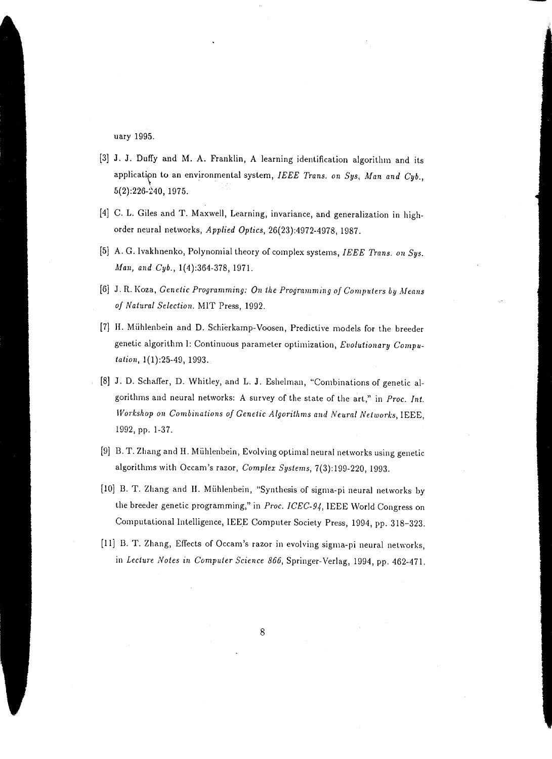uary 1995.

[3] J. J. Duffy and M. A. Franklin, A learning identification algorithm and its application to an environmental system, *IEEE Trans. on Sys. Man and Cyb.*, 5(2):226-240, 1975.

[4] C. L. Giles and T. Maxwell, Learning, invariance, and generalization in high-order neural networks, *Applied Optics*, 26(23):4972-4978, 1987.

[5] A. G. Ivakhnenko, Polynomial theory of complex systems, *IEEE Trans. on Sys. Man, and Cyb.*, 1(4):364-378, 1971.

[6] J. R. Koza, *Genetic Programming: On the Programming of Computers by Means of Natural Selection*. MIT Press, 1992.

[7] H. Mühlenbein and D. Schierkamp-Voosen, Predictive models for the breeder genetic algorithm I: Continuous parameter optimization, *Evolutionary Computation*, 1(1):25-49, 1993.

[8] J. D. Schaffer, D. Whitley, and L. J. Eshelman, "Combinations of genetic algorithms and neural networks: A survey of the state of the art," in *Proc. Int. Workshop on Combinations of Genetic Algorithms and Neural Networks*, IEEE, 1992, pp. 1-37.

[9] B. T. Zhang and H. Mühlenbein, Evolving optimal neural networks using genetic algorithms with Occam's razor, *Complex Systems*, 7(3):199-220, 1993.

[10] B. T. Zhang and H. Mühlenbein, "Synthesis of sigma-pi neural networks by the breeder genetic programming," in *Proc. ICEC-94*, IEEE World Congress on Computational Intelligence, IEEE Computer Society Press, 1994, pp. 318-323.

[11] B. T. Zhang, Effects of Occam's razor in evolving sigma-pi neural networks, in *Lecture Notes in Computer Science 866*, Springer-Verlag, 1994, pp. 462-471.